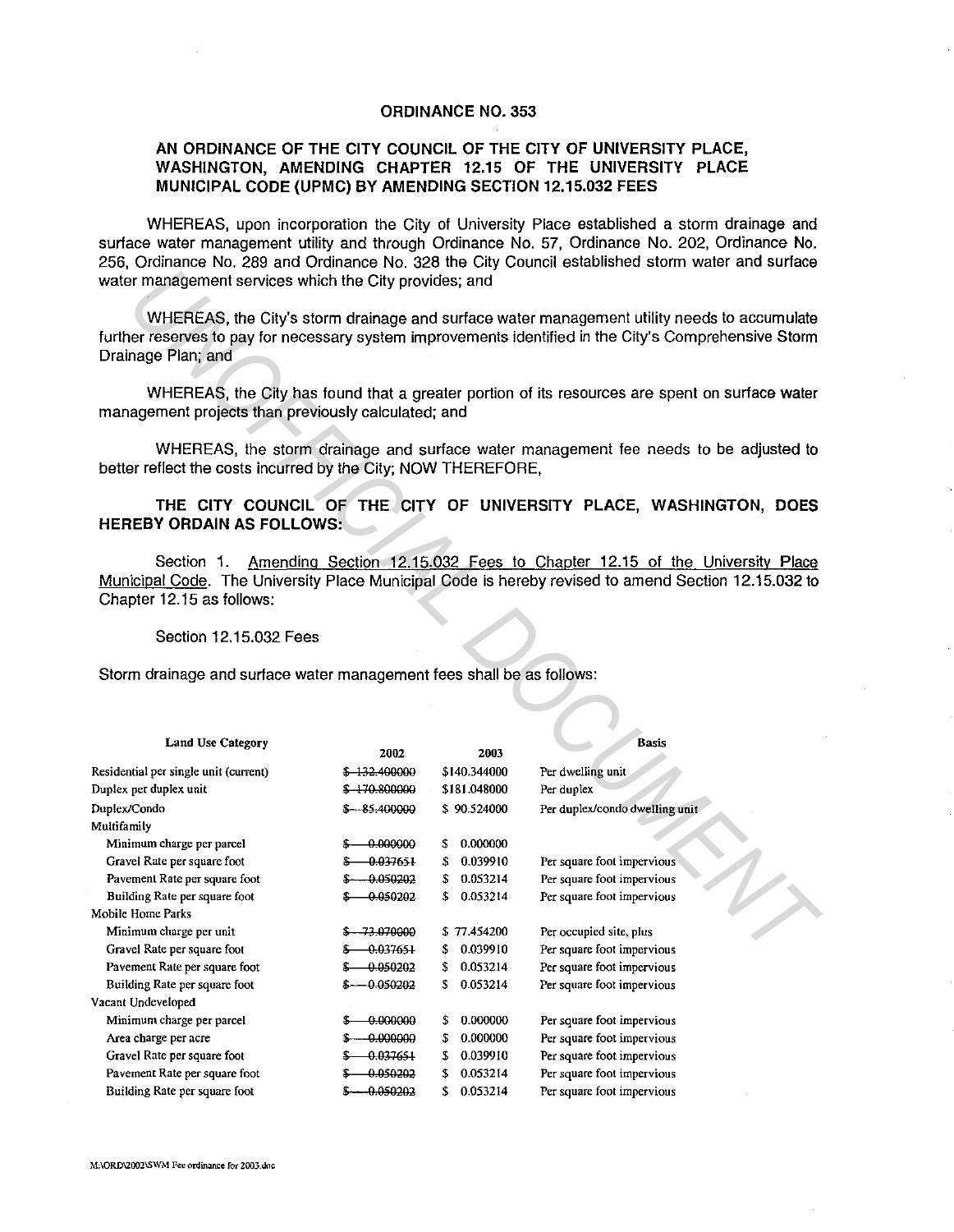# ORDINANCE NO. 353

## AN ORDINANCE OF THE CITY COUNCIL OF THE CITY OF UNIVERSITY PLACE, WASHINGTON, AMENDING CHAPTER 12.15 OF THE UNIVERSITY PLACE MUNICIPAL CODE (UPMC) BY AMENDING SECTION 12.15.032 FEES

WHEREAS, upon incorporation the City of University Place established a storm drainage and surface water management utility and through Ordinance No. 57, Ordinance No. 202, Ordinance No. 256, Ordinance No. 289 and Ordinance No. 328 the City Council established storm water and surface water management services which the City provides; and

WHEREAS, the City's storm drainage and surface water management utility needs to accumulate further reserves to pay for necessary system improvements identified in the City's Comprehensive Storm Drainage Plan; and

WHEREAS, the City has found that a greater portion of its resources are spent on surface water management projects than previously calculated; and

WHEREAS, the storm drainage and surface water management fee needs to be adjusted to better reflect the costs incurred by the City; NOW THEREFORE,

**THE CITY COUNCIL OF THE CITY OF UNIVERSITY PLACE, WASHINGTON, DOES HEREBY ORDAIN AS FOLLOWS:**

Section 1. Amending Section 12.15.032 Fees to Chapter 12.15 of the University Place Municipal Code. The University Place Municipal Code is hereby revised to amend Section 12.15.032 to Chapter 12.15 as follows:

Section 12.15.032 Fees

Storm drainage and surface water management fees shall be as follows:

| Land Use Category | 2002 | 2003 | Basis |
|---|---|---|---|
| Residential per single unit (current) | ~~$ 132.400000~~ | $140.344000 | Per dwelling unit |
| Duplex per duplex unit | ~~$ 170.800000~~ | $181.048000 | Per duplex |
| Duplex/Condo | ~~$ 85.400000~~ | $ 90.524000 | Per duplex/condo dwelling unit |
| Multifamily | | | |
| Minimum charge per parcel | ~~$ 0.000000~~ | $ 0.000000 | |
| Gravel Rate per square foot | ~~$ 0.037651~~ | $ 0.039910 | Per square foot impervious |
| Pavement Rate per square foot | ~~$ 0.050202~~ | $ 0.053214 | Per square foot impervious |
| Building Rate per square foot | ~~$ 0.050202~~ | $ 0.053214 | Per square foot impervious |
| Mobile Home Parks | | | |
| Minimum charge per unit | ~~$ 73.070000~~ | $ 77.454200 | Per occupied site, plus |
| Gravel Rate per square foot | ~~$ 0.037651~~ | $ 0.039910 | Per square foot impervious |
| Pavement Rate per square foot | ~~$ 0.050202~~ | $ 0.053214 | Per square foot impervious |
| Building Rate per square foot | ~~$ 0.050202~~ | $ 0.053214 | Per square foot impervious |
| Vacant Undeveloped | | | |
| Minimum charge per parcel | ~~$ 0.000000~~ | $ 0.000000 | Per square foot impervious |
| Area charge per acre | ~~$ 0.000000~~ | $ 0.000000 | Per square foot impervious |
| Gravel Rate per square foot | ~~$ 0.037651~~ | $ 0.039910 | Per square foot impervious |
| Pavement Rate per square foot | ~~$ 0.050202~~ | $ 0.053214 | Per square foot impervious |
| Building Rate per square foot | ~~$ 0.050202~~ | $ 0.053214 | Per square foot impervious |

M:\ORD\2002\SWM Fee ordinance for 2003.doc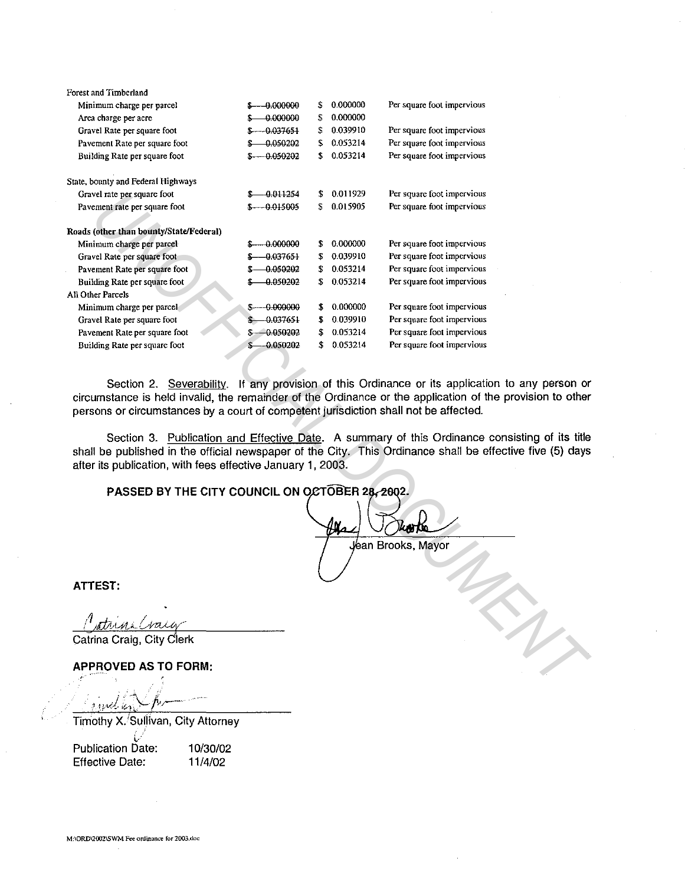| | | | |
|---|---|---|---|
| Forest and Timberland | | | |
| Minimum charge per parcel | ~~$ 0.000000~~ | $ 0.000000 | Per square foot impervious |
| Area charge per acre | ~~$ 0.000000~~ | $ 0.000000 | |
| Gravel Rate per square foot | ~~$ 0.037651~~ | $ 0.039910 | Per square foot impervious |
| Pavement Rate per square foot | ~~$ 0.050202~~ | $ 0.053214 | Per square foot impervious |
| Building Rate per square foot | ~~$ 0.050202~~ | $ 0.053214 | Per square foot impervious |
| State, bounty and Federal Highways | | | |
| Gravel rate per square foot | ~~$ 0.011254~~ | $ 0.011929 | Per square foot impervious |
| Pavement rate per square foot | ~~$ 0.015005~~ | $ 0.015905 | Per square foot impervious |
| **Roads (other than bounty/State/Federal)** | | | |
| Minimum charge per parcel | ~~$ 0.000000~~ | $ 0.000000 | Per square foot impervious |
| Gravel Rate per square foot | ~~$ 0.037651~~ | $ 0.039910 | Per square foot impervious |
| Pavement Rate per square foot | ~~$ 0.050202~~ | $ 0.053214 | Per square foot impervious |
| Building Rate per square foot | ~~$ 0.050202~~ | $ 0.053214 | Per square foot impervious |
| All Other Parcels | | | |
| Minimum charge per parcel | ~~$ 0.000000~~ | $ 0.000000 | Per square foot impervious |
| Gravel Rate per square foot | ~~$ 0.037651~~ | $ 0.039910 | Per square foot impervious |
| Pavement Rate per square foot | ~~$ 0.050202~~ | $ 0.053214 | Per square foot impervious |
| Building Rate per square foot | ~~$ 0.050202~~ | $ 0.053214 | Per square foot impervious |

Section 2. Severability. If any provision of this Ordinance or its application to any person or circumstance is held invalid, the remainder of the Ordinance or the application of the provision to other persons or circumstances by a court of competent jurisdiction shall not be affected.

Section 3. Publication and Effective Date. A summary of this Ordinance consisting of its title shall be published in the official newspaper of the City. This Ordinance shall be effective five (5) days after its publication, with fees effective January 1, 2003.

**PASSED BY THE CITY COUNCIL ON OCTOBER 28, 2002.**

Jean Brooks, Mayor

**ATTEST:**

Catrina Craig, City Clerk

**APPROVED AS TO FORM:**

Timothy X. Sullivan, City Attorney

Publication Date: 10/30/02
Effective Date: 11/4/02

M:\ORD\2002\SWM Fee ordinance for 2003.doc